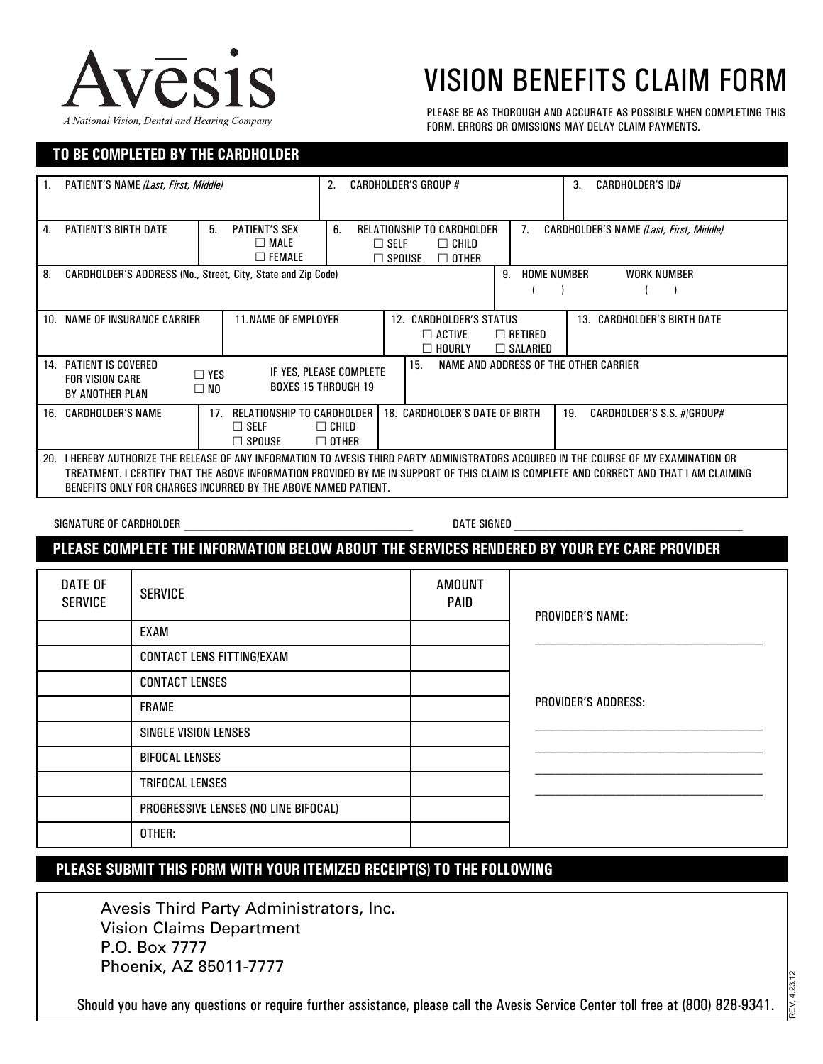# Avesis

*A National Vision, Dental and Hearing Company*

# VISION BENEFITS CLAIM FORM

PLEASE BE AS THOROUGH AND ACCURATE AS POSSIBLE WHEN COMPLETING THIS FORM. ERRORS OR OMISSIONS MAY DELAY CLAIM PAYMENTS.

## TO BE COMPLETED BY THE CARDHOLDER

| | | | |
|---|---|---|---|
| 1. PATIENT'S NAME *(Last, First, Middle)* | 2. CARDHOLDER'S GROUP # | | 3. CARDHOLDER'S ID# |
| 4. PATIENT'S BIRTH DATE | 5. PATIENT'S SEX ☐ MALE ☐ FEMALE | 6. RELATIONSHIP TO CARDHOLDER ☐ SELF ☐ CHILD ☐ SPOUSE ☐ OTHER | 7. CARDHOLDER'S NAME *(Last, First, Middle)* |
| 8. CARDHOLDER'S ADDRESS (No., Street, City, State and Zip Code) | | 9. HOME NUMBER ( ) | WORK NUMBER ( ) |
| 10. NAME OF INSURANCE CARRIER | 11. NAME OF EMPLOYER | 12. CARDHOLDER'S STATUS ☐ ACTIVE ☐ RETIRED ☐ HOURLY ☐ SALARIED | 13. CARDHOLDER'S BIRTH DATE |
| 14. PATIENT IS COVERED FOR VISION CARE BY ANOTHER PLAN ☐ YES ☐ NO | IF YES, PLEASE COMPLETE BOXES 15 THROUGH 19 | 15. NAME AND ADDRESS OF THE OTHER CARRIER | |
| 16. CARDHOLDER'S NAME | 17. RELATIONSHIP TO CARDHOLDER ☐ SELF ☐ CHILD ☐ SPOUSE ☐ OTHER | 18. CARDHOLDER'S DATE OF BIRTH | 19. CARDHOLDER'S S.S. #/GROUP# |

20. I HEREBY AUTHORIZE THE RELEASE OF ANY INFORMATION TO AVESIS THIRD PARTY ADMINISTRATORS ACQUIRED IN THE COURSE OF MY EXAMINATION OR TREATMENT. I CERTIFY THAT THE ABOVE INFORMATION PROVIDED BY ME IN SUPPORT OF THIS CLAIM IS COMPLETE AND CORRECT AND THAT I AM CLAIMING BENEFITS ONLY FOR CHARGES INCURRED BY THE ABOVE NAMED PATIENT.

SIGNATURE OF CARDHOLDER ____________________ DATE SIGNED ____________________

## PLEASE COMPLETE THE INFORMATION BELOW ABOUT THE SERVICES RENDERED BY YOUR EYE CARE PROVIDER

| DATE OF SERVICE | SERVICE | AMOUNT PAID |
|---|---|---|
| | EXAM | |
| | CONTACT LENS FITTING/EXAM | |
| | CONTACT LENSES | |
| | FRAME | |
| | SINGLE VISION LENSES | |
| | BIFOCAL LENSES | |
| | TRIFOCAL LENSES | |
| | PROGRESSIVE LENSES (NO LINE BIFOCAL) | |
| | OTHER: | |

PROVIDER'S NAME: ____________________

PROVIDER'S ADDRESS: ____________________

## PLEASE SUBMIT THIS FORM WITH YOUR ITEMIZED RECEIPT(S) TO THE FOLLOWING

Avesis Third Party Administrators, Inc.
Vision Claims Department
P.O. Box 7777
Phoenix, AZ 85011-7777

Should you have any questions or require further assistance, please call the Avesis Service Center toll free at (800) 828-9341.

REV. 4.23.12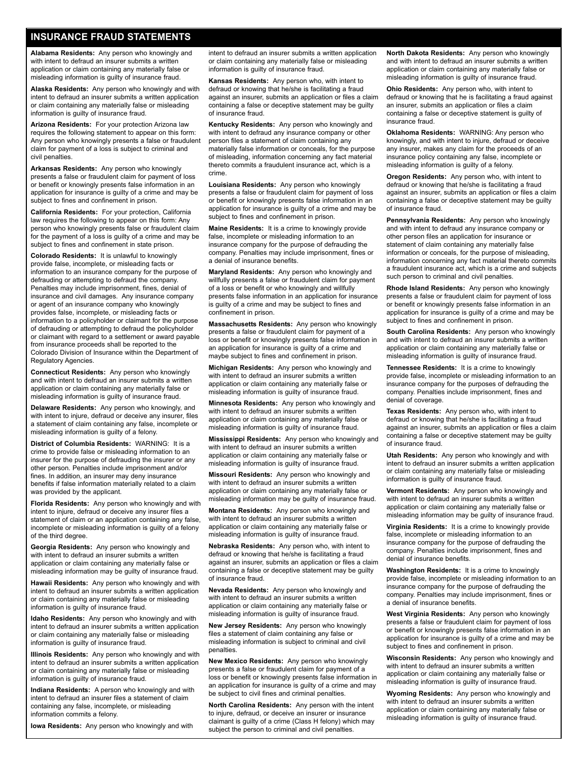## INSURANCE FRAUD STATEMENTS

**Alabama Residents:** Any person who knowingly and with intent to defraud an insurer submits a written application or claim containing any materially false or misleading information is guilty of insurance fraud.

**Alaska Residents:** Any person who knowingly and with intent to defraud an insurer submits a written application or claim containing any materially false or misleading information is guilty of insurance fraud.

**Arizona Residents:** For your protection Arizona law requires the following statement to appear on this form: Any person who knowingly presents a false or fraudulent claim for payment of a loss is subject to criminal and civil penalties.

**Arkansas Residents:** Any person who knowingly presents a false or fraudulent claim for payment of loss or benefit or knowingly presents false information in an application for insurance is guilty of a crime and may be subject to fines and confinement in prison.

**California Residents:** For your protection, California law requires the following to appear on this form: Any person who knowingly presents false or fraudulent claim for the payment of a loss is guilty of a crime and may be subject to fines and confinement in state prison.

**Colorado Residents:** It is unlawful to knowingly provide false, incomplete, or misleading facts or information to an insurance company for the purpose of defrauding or attempting to defraud the company. Penalties may include imprisonment, fines, denial of insurance and civil damages. Any insurance company or agent of an insurance company who knowingly provides false, incomplete, or misleading facts or information to a policyholder or claimant for the purpose of defrauding or attempting to defraud the policyholder or claimant with regard to a settlement or award payable from insurance proceeds shall be reported to the Colorado Division of Insurance within the Department of Regulatory Agencies.

**Connecticut Residents:** Any person who knowingly and with intent to defraud an insurer submits a written application or claim containing any materially false or misleading information is guilty of insurance fraud.

**Delaware Residents:** Any person who knowingly, and with intent to injure, defraud or deceive any insurer, files a statement of claim containing any false, incomplete or misleading information is guilty of a felony.

**District of Columbia Residents:** WARNING: It is a crime to provide false or misleading information to an insurer for the purpose of defrauding the insurer or any other person. Penalties include imprisonment and/or fines. In addition, an insurer may deny insurance benefits if false information materially related to a claim was provided by the applicant.

**Florida Residents:** Any person who knowingly and with intent to injure, defraud or deceive any insurer files a statement of claim or an application containing any false, incomplete or misleading information is guilty of a felony of the third degree.

**Georgia Residents:** Any person who knowingly and with intent to defraud an insurer submits a written application or claim containing any materially false or misleading information may be guilty of insurance fraud.

**Hawaii Residents:** Any person who knowingly and with intent to defraud an insurer submits a written application or claim containing any materially false or misleading information is guilty of insurance fraud.

**Idaho Residents:** Any person who knowingly and with intent to defraud an insurer submits a written application or claim containing any materially false or misleading information is guilty of insurance fraud.

**Illinois Residents:** Any person who knowingly and with intent to defraud an insurer submits a written application or claim containing any materially false or misleading information is guilty of insurance fraud.

**Indiana Residents:** A person who knowingly and with intent to defraud an insurer files a statement of claim containing any false, incomplete, or misleading information commits a felony.

**Iowa Residents:** Any person who knowingly and with intent to defraud an insurer submits a written application or claim containing any materially false or misleading information is guilty of insurance fraud.

**Kansas Residents:** Any person who, with intent to defraud or knowing that he/she is facilitating a fraud against an insurer, submits an application or files a claim containing a false or deceptive statement may be guilty of insurance fraud.

**Kentucky Residents:** Any person who knowingly and with intent to defraud any insurance company or other person files a statement of claim containing any materially false information or conceals, for the purpose of misleading, information concerning any fact material thereto commits a fraudulent insurance act, which is a crime.

**Louisiana Residents:** Any person who knowingly presents a false or fraudulent claim for payment of loss or benefit or knowingly presents false information in an application for insurance is guilty of a crime and may be subject to fines and confinement in prison.

**Maine Residents:** It is a crime to knowingly provide false, incomplete or misleading information to an insurance company for the purpose of defrauding the company. Penalties may include imprisonment, fines or a denial of insurance benefits.

**Maryland Residents:** Any person who knowingly and willfully presents a false or fraudulent claim for payment of a loss or benefit or who knowingly and willfully presents false information in an application for insurance is guilty of a crime and may be subject to fines and confinement in prison.

**Massachusetts Residents:** Any person who knowingly presents a false or fraudulent claim for payment of a loss or benefit or knowingly presents false information in an application for insurance is guilty of a crime and maybe subject to fines and confinement in prison.

**Michigan Residents:** Any person who knowingly and with intent to defraud an insurer submits a written application or claim containing any materially false or misleading information is guilty of insurance fraud.

**Minnesota Residents:** Any person who knowingly and with intent to defraud an insurer submits a written application or claim containing any materially false or misleading information is guilty of insurance fraud.

**Mississippi Residents:** Any person who knowingly and with intent to defraud an insurer submits a written application or claim containing any materially false or misleading information is guilty of insurance fraud.

**Missouri Residents:** Any person who knowingly and with intent to defraud an insurer submits a written application or claim containing any materially false or misleading information may be guilty of insurance fraud.

**Montana Residents:** Any person who knowingly and with intent to defraud an insurer submits a written application or claim containing any materially false or misleading information is guilty of insurance fraud.

**Nebraska Residents:** Any person who, with intent to defraud or knowing that he/she is facilitating a fraud against an insurer, submits an application or files a claim containing a false or deceptive statement may be guilty of insurance fraud.

**Nevada Residents:** Any person who knowingly and with intent to defraud an insurer submits a written application or claim containing any materially false or misleading information is guilty of insurance fraud.

**New Jersey Residents:** Any person who knowingly files a statement of claim containing any false or misleading information is subject to criminal and civil penalties.

**New Mexico Residents:** Any person who knowingly presents a false or fraudulent claim for payment of a loss or benefit or knowingly presents false information in an application for insurance is guilty of a crime and may be subject to civil fines and criminal penalties.

**North Carolina Residents:** Any person with the intent to injure, defraud, or deceive an insurer or insurance claimant is guilty of a crime (Class H felony) which may subject the person to criminal and civil penalties.

**North Dakota Residents:** Any person who knowingly and with intent to defraud an insurer submits a written application or claim containing any materially false or misleading information is guilty of insurance fraud.

**Ohio Residents:** Any person who, with intent to defraud or knowing that he is facilitating a fraud against an insurer, submits an application or files a claim containing a false or deceptive statement is guilty of insurance fraud.

**Oklahoma Residents:** WARNING: Any person who knowingly, and with intent to injure, defraud or deceive any insurer, makes any claim for the proceeds of an insurance policy containing any false, incomplete or misleading information is guilty of a felony.

**Oregon Residents:** Any person who, with intent to defraud or knowing that he/she is facilitating a fraud against an insurer, submits an application or files a claim containing a false or deceptive statement may be guilty of insurance fraud.

**Pennsylvania Residents:** Any person who knowingly and with intent to defraud any insurance company or other person files an application for insurance or statement of claim containing any materially false information or conceals, for the purpose of misleading, information concerning any fact material thereto commits a fraudulent insurance act, which is a crime and subjects such person to criminal and civil penalties.

**Rhode Island Residents:** Any person who knowingly presents a false or fraudulent claim for payment of loss or benefit or knowingly presents false information in an application for insurance is guilty of a crime and may be subject to fines and confinement in prison.

**South Carolina Residents:** Any person who knowingly and with intent to defraud an insurer submits a written application or claim containing any materially false or misleading information is guilty of insurance fraud.

**Tennessee Residents:** It is a crime to knowingly provide false, incomplete or misleading information to an insurance company for the purposes of defrauding the company. Penalties include imprisonment, fines and denial of coverage.

**Texas Residents:** Any person who, with intent to defraud or knowing that he/she is facilitating a fraud against an insurer, submits an application or files a claim containing a false or deceptive statement may be guilty of insurance fraud.

**Utah Residents:** Any person who knowingly and with intent to defraud an insurer submits a written application or claim containing any materially false or misleading information is guilty of insurance fraud.

**Vermont Residents:** Any person who knowingly and with intent to defraud an insurer submits a written application or claim containing any materially false or misleading information may be guilty of insurance fraud.

**Virginia Residents:** It is a crime to knowingly provide false, incomplete or misleading information to an insurance company for the purpose of defrauding the company. Penalties include imprisonment, fines and denial of insurance benefits.

**Washington Residents:** It is a crime to knowingly provide false, incomplete or misleading information to an insurance company for the purpose of defrauding the company. Penalties may include imprisonment, fines or a denial of insurance benefits.

**West Virginia Residents:** Any person who knowingly presents a false or fraudulent claim for payment of loss or benefit or knowingly presents false information in an application for insurance is guilty of a crime and may be subject to fines and confinement in prison.

**Wisconsin Residents:** Any person who knowingly and with intent to defraud an insurer submits a written application or claim containing any materially false or misleading information is guilty of insurance fraud.

**Wyoming Residents:** Any person who knowingly and with intent to defraud an insurer submits a written application or claim containing any materially false or misleading information is guilty of insurance fraud.